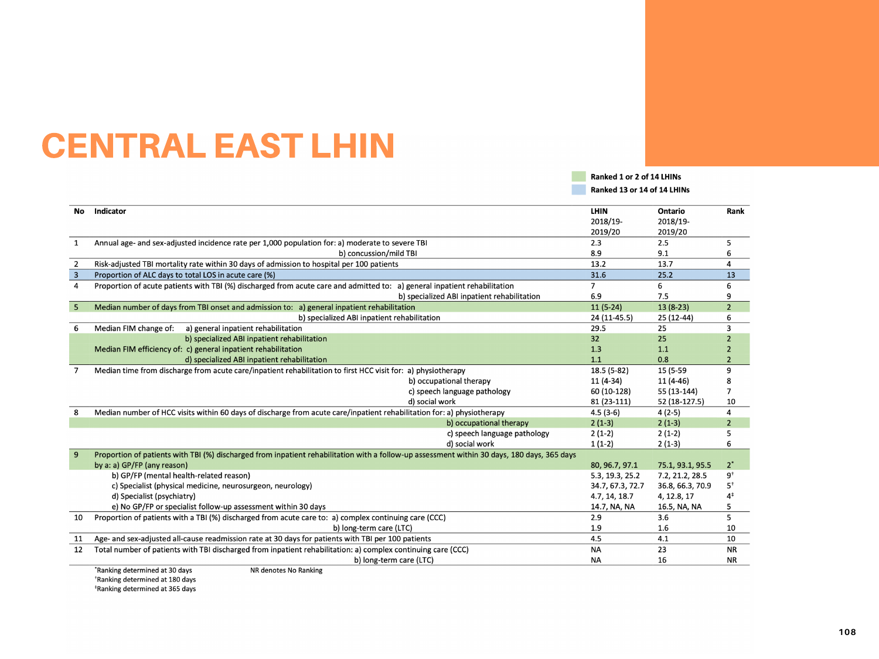# CENTRAL EAST LHIN

Ranked 1 or 2 of 14 LHINs

Ranked 13 or 14 of 14 LHINs

| No | Indicator | LHIN 2018/19-2019/20 | Ontario 2018/19-2019/20 | Rank |
|---|---|---|---|---|
| 1 | Annual age- and sex-adjusted incidence rate per 1,000 population for: a) moderate to severe TBI | 2.3 | 2.5 | 5 |
| | b) concussion/mild TBI | 8.9 | 9.1 | 6 |
| 2 | Risk-adjusted TBI mortality rate within 30 days of admission to hospital per 100 patients | 13.2 | 13.7 | 4 |
| 3 | Proportion of ALC days to total LOS in acute care (%) | 31.6 | 25.2 | 13 |
| 4 | Proportion of acute patients with TBI (%) discharged from acute care and admitted to: a) general inpatient rehabilitation | 7 | 6 | 6 |
| | b) specialized ABI inpatient rehabilitation | 6.9 | 7.5 | 9 |
| 5 | Median number of days from TBI onset and admission to: a) general inpatient rehabilitation | 11 (5-24) | 13 (8-23) | 2 |
| | b) specialized ABI inpatient rehabilitation | 24 (11-45.5) | 25 (12-44) | 6 |
| 6 | Median FIM change of: a) general inpatient rehabilitation | 29.5 | 25 | 3 |
| | b) specialized ABI inpatient rehabilitation | 32 | 25 | 2 |
| | Median FIM efficiency of: c) general inpatient rehabilitation | 1.3 | 1.1 | 2 |
| | d) specialized ABI inpatient rehabilitation | 1.1 | 0.8 | 2 |
| 7 | Median time from discharge from acute care/inpatient rehabilitation to first HCC visit for: a) physiotherapy | 18.5 (5-82) | 15 (5-59 | 9 |
| | b) occupational therapy | 11 (4-34) | 11 (4-46) | 8 |
| | c) speech language pathology | 60 (10-128) | 55 (13-144) | 7 |
| | d) social work | 81 (23-111) | 52 (18-127.5) | 10 |
| 8 | Median number of HCC visits within 60 days of discharge from acute care/inpatient rehabilitation for: a) physiotherapy | 4.5 (3-6) | 4 (2-5) | 4 |
| | b) occupational therapy | 2 (1-3) | 2 (1-3) | 2 |
| | c) speech language pathology | 2 (1-2) | 2 (1-2) | 5 |
| | d) social work | 1 (1-2) | 2 (1-3) | 6 |
| 9 | Proportion of patients with TBI (%) discharged from inpatient rehabilitation with a follow-up assessment within 30 days, 180 days, 365 days by a: a) GP/FP (any reason) | 80, 96.7, 97.1 | 75.1, 93.1, 95.5 | 2* |
| | b) GP/FP (mental health-related reason) | 5.3, 19.3, 25.2 | 7.2, 21.2, 28.5 | 9† |
| | c) Specialist (physical medicine, neurosurgeon, neurology) | 34.7, 67.3, 72.7 | 36.8, 66.3, 70.9 | 5† |
| | d) Specialist (psychiatry) | 4.7, 14, 18.7 | 4, 12.8, 17 | 4‡ |
| | e) No GP/FP or specialist follow-up assessment within 30 days | 14.7, NA, NA | 16.5, NA, NA | 5 |
| 10 | Proportion of patients with a TBI (%) discharged from acute care to: a) complex continuing care (CCC) | 2.9 | 3.6 | 5 |
| | b) long-term care (LTC) | 1.9 | 1.6 | 10 |
| 11 | Age- and sex-adjusted all-cause readmission rate at 30 days for patients with TBI per 100 patients | 4.5 | 4.1 | 10 |
| 12 | Total number of patients with TBI discharged from inpatient rehabilitation: a) complex continuing care (CCC) | NA | 23 | NR |
| | b) long-term care (LTC) | NA | 16 | NR |

*Ranking determined at 30 days

†Ranking determined at 180 days

‡Ranking determined at 365 days

NR denotes No Ranking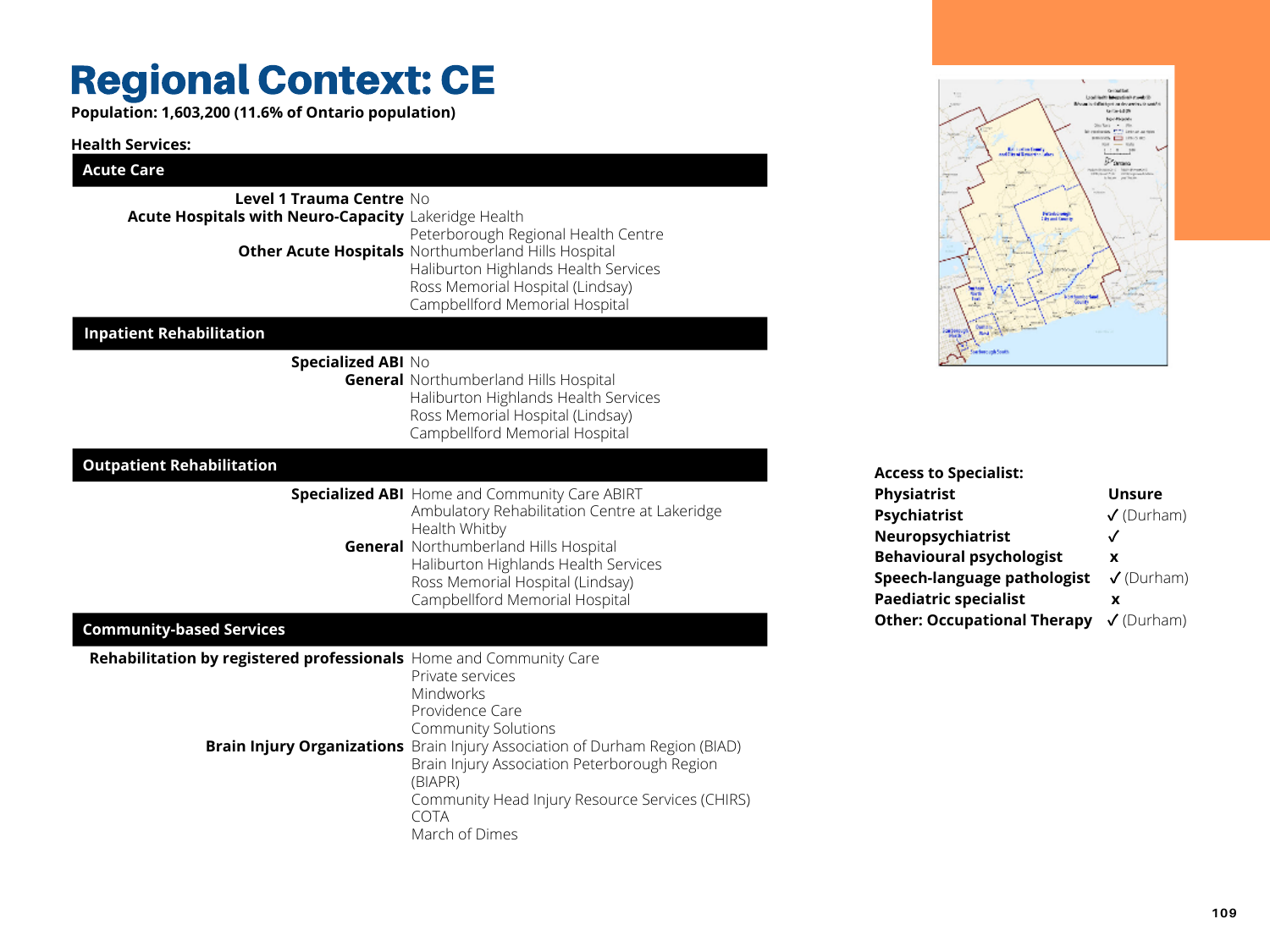# Regional Context: CE

**Population: 1,603,200 (11.6% of Ontario population)**

**Health Services:**

| Acute Care | |
|---|---|
| **Level 1 Trauma Centre** | No |
| **Acute Hospitals with Neuro-Capacity** | Lakeridge Health<br>Peterborough Regional Health Centre |
| **Other Acute Hospitals** | Northumberland Hills Hospital<br>Haliburton Highlands Health Services<br>Ross Memorial Hospital (Lindsay)<br>Campbellford Memorial Hospital |

| Inpatient Rehabilitation | |
|---|---|
| **Specialized ABI** | No |
| **General** | Northumberland Hills Hospital<br>Haliburton Highlands Health Services<br>Ross Memorial Hospital (Lindsay)<br>Campbellford Memorial Hospital |

| Outpatient Rehabilitation | |
|---|---|
| **Specialized ABI** | Home and Community Care ABIRT<br>Ambulatory Rehabilitation Centre at Lakeridge Health Whitby |
| **General** | Northumberland Hills Hospital<br>Haliburton Highlands Health Services<br>Ross Memorial Hospital (Lindsay)<br>Campbellford Memorial Hospital |

| Community-based Services | |
|---|---|
| **Rehabilitation by registered professionals** | Home and Community Care<br>Private services<br>Mindworks<br>Providence Care<br>Community Solutions |
| **Brain Injury Organizations** | Brain Injury Association of Durham Region (BIAD)<br>Brain Injury Association Peterborough Region (BIAPR)<br>Community Head Injury Resource Services (CHIRS)<br>COTA<br>March of Dimes |

| Access to Specialist: | |
|---|---|
| **Physiatrist** | **Unsure** |
| **Psychiatrist** | ✓ (Durham) |
| **Neuropsychiatrist** | ✓ |
| **Behavioural psychologist** | x |
| **Speech-language pathologist** | ✓ (Durham) |
| **Paediatric specialist** | x |
| **Other: Occupational Therapy** | ✓ (Durham) |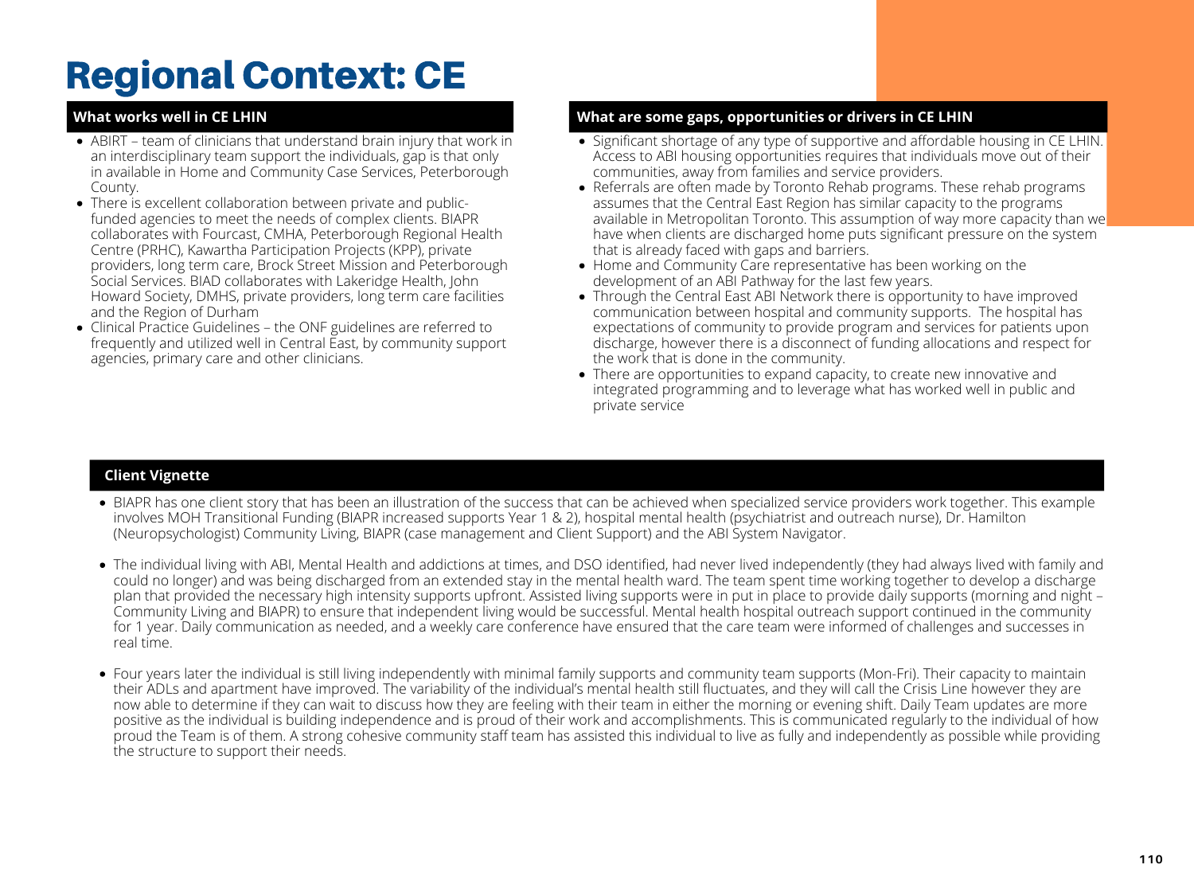# Regional Context: CE

### What works well in CE LHIN

- ABIRT – team of clinicians that understand brain injury that work in an interdisciplinary team support the individuals, gap is that only in available in Home and Community Case Services, Peterborough County.
- There is excellent collaboration between private and public-funded agencies to meet the needs of complex clients. BIAPR collaborates with Fourcast, CMHA, Peterborough Regional Health Centre (PRHC), Kawartha Participation Projects (KPP), private providers, long term care, Brock Street Mission and Peterborough Social Services. BIAD collaborates with Lakeridge Health, John Howard Society, DMHS, private providers, long term care facilities and the Region of Durham
- Clinical Practice Guidelines – the ONF guidelines are referred to frequently and utilized well in Central East, by community support agencies, primary care and other clinicians.

### What are some gaps, opportunities or drivers in CE LHIN

- Significant shortage of any type of supportive and affordable housing in CE LHIN. Access to ABI housing opportunities requires that individuals move out of their communities, away from families and service providers.
- Referrals are often made by Toronto Rehab programs. These rehab programs assumes that the Central East Region has similar capacity to the programs available in Metropolitan Toronto. This assumption of way more capacity than we have when clients are discharged home puts significant pressure on the system that is already faced with gaps and barriers.
- Home and Community Care representative has been working on the development of an ABI Pathway for the last few years.
- Through the Central East ABI Network there is opportunity to have improved communication between hospital and community supports. The hospital has expectations of community to provide program and services for patients upon discharge, however there is a disconnect of funding allocations and respect for the work that is done in the community.
- There are opportunities to expand capacity, to create new innovative and integrated programming and to leverage what has worked well in public and private service

### Client Vignette

- BIAPR has one client story that has been an illustration of the success that can be achieved when specialized service providers work together. This example involves MOH Transitional Funding (BIAPR increased supports Year 1 & 2), hospital mental health (psychiatrist and outreach nurse), Dr. Hamilton (Neuropsychologist) Community Living, BIAPR (case management and Client Support) and the ABI System Navigator.

- The individual living with ABI, Mental Health and addictions at times, and DSO identified, had never lived independently (they had always lived with family and could no longer) and was being discharged from an extended stay in the mental health ward. The team spent time working together to develop a discharge plan that provided the necessary high intensity supports upfront. Assisted living supports were in put in place to provide daily supports (morning and night – Community Living and BIAPR) to ensure that independent living would be successful. Mental health hospital outreach support continued in the community for 1 year. Daily communication as needed, and a weekly care conference have ensured that the care team were informed of challenges and successes in real time.

- Four years later the individual is still living independently with minimal family supports and community team supports (Mon-Fri). Their capacity to maintain their ADLs and apartment have improved. The variability of the individual's mental health still fluctuates, and they will call the Crisis Line however they are now able to determine if they can wait to discuss how they are feeling with their team in either the morning or evening shift. Daily Team updates are more positive as the individual is building independence and is proud of their work and accomplishments. This is communicated regularly to the individual of how proud the Team is of them. A strong cohesive community staff team has assisted this individual to live as fully and independently as possible while providing the structure to support their needs.